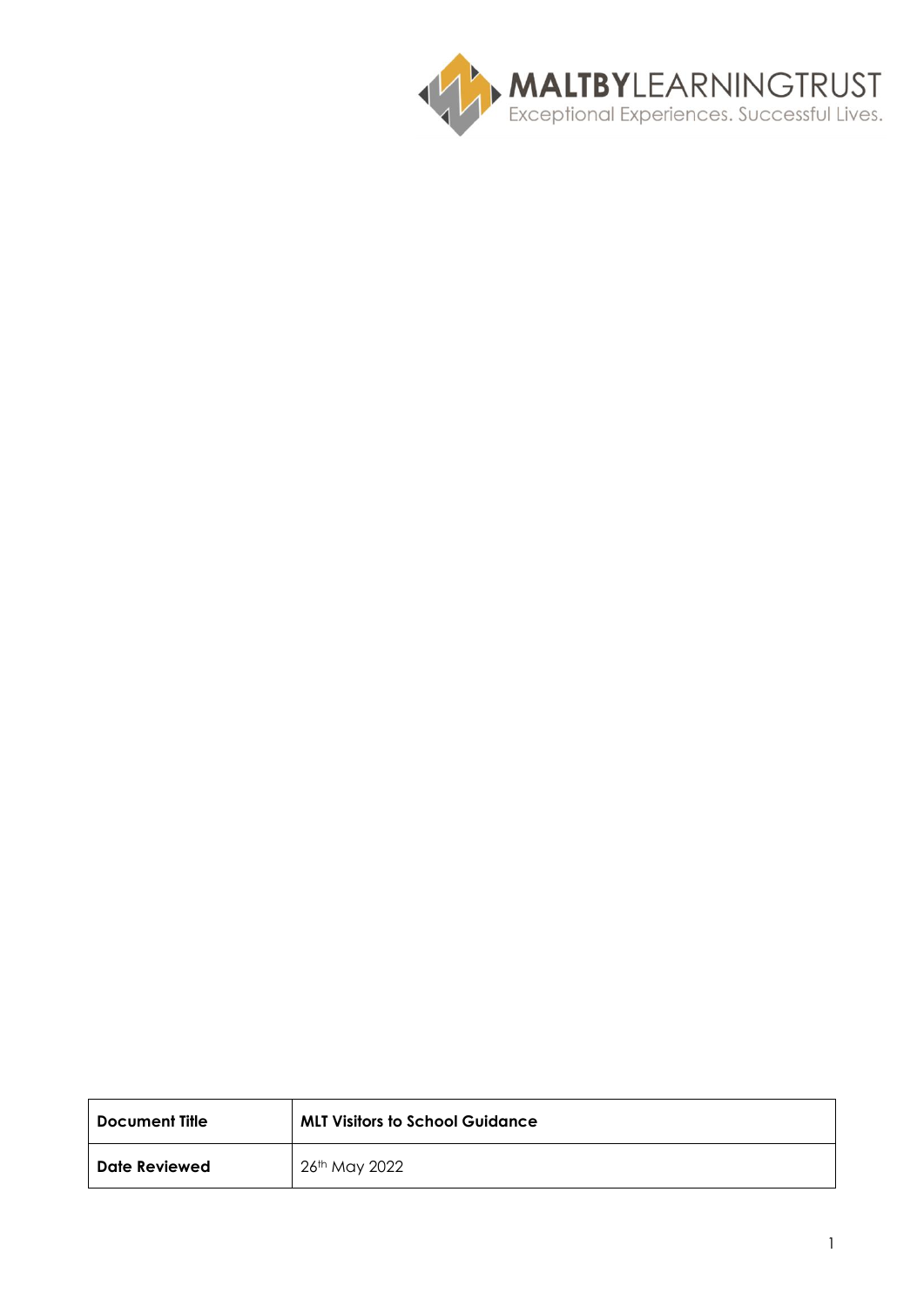MALTBYLEARNINGTRUST
Exceptional Experiences. Successful Lives.

| **Document Title** | **MLT Visitors to School Guidance** |
| --- | --- |
| **Date Reviewed** | 26th May 2022 |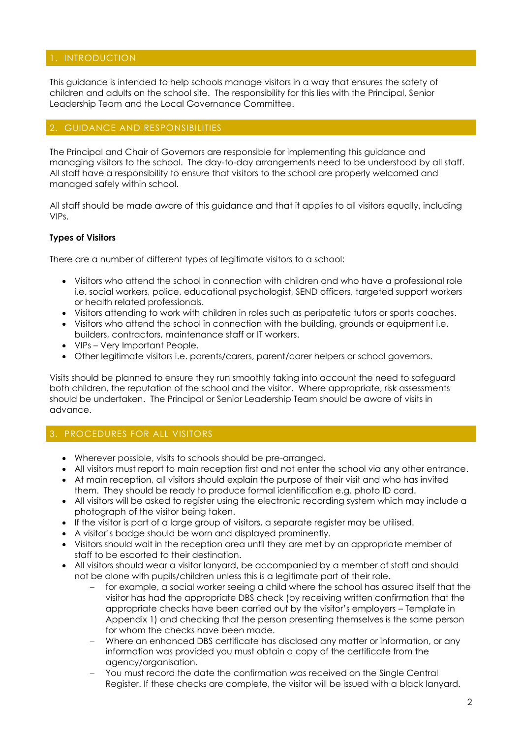## 1. INTRODUCTION

This guidance is intended to help schools manage visitors in a way that ensures the safety of children and adults on the school site. The responsibility for this lies with the Principal, Senior Leadership Team and the Local Governance Committee.

## 2. GUIDANCE AND RESPONSIBILITIES

The Principal and Chair of Governors are responsible for implementing this guidance and managing visitors to the school. The day-to-day arrangements need to be understood by all staff. All staff have a responsibility to ensure that visitors to the school are properly welcomed and managed safely within school.

All staff should be made aware of this guidance and that it applies to all visitors equally, including VIPs.

**Types of Visitors**

There are a number of different types of legitimate visitors to a school:

- Visitors who attend the school in connection with children and who have a professional role i.e. social workers, police, educational psychologist, SEND officers, targeted support workers or health related professionals.
- Visitors attending to work with children in roles such as peripatetic tutors or sports coaches.
- Visitors who attend the school in connection with the building, grounds or equipment i.e. builders, contractors, maintenance staff or IT workers.
- VIPs – Very Important People.
- Other legitimate visitors i.e. parents/carers, parent/carer helpers or school governors.

Visits should be planned to ensure they run smoothly taking into account the need to safeguard both children, the reputation of the school and the visitor. Where appropriate, risk assessments should be undertaken. The Principal or Senior Leadership Team should be aware of visits in advance.

## 3. PROCEDURES FOR ALL VISITORS

- Wherever possible, visits to schools should be pre-arranged.
- All visitors must report to main reception first and not enter the school via any other entrance.
- At main reception, all visitors should explain the purpose of their visit and who has invited them. They should be ready to produce formal identification e.g. photo ID card.
- All visitors will be asked to register using the electronic recording system which may include a photograph of the visitor being taken.
- If the visitor is part of a large group of visitors, a separate register may be utilised.
- A visitor's badge should be worn and displayed prominently.
- Visitors should wait in the reception area until they are met by an appropriate member of staff to be escorted to their destination.
- All visitors should wear a visitor lanyard, be accompanied by a member of staff and should not be alone with pupils/children unless this is a legitimate part of their role.
  - for example, a social worker seeing a child where the school has assured itself that the visitor has had the appropriate DBS check (by receiving written confirmation that the appropriate checks have been carried out by the visitor's employers – Template in Appendix 1) and checking that the person presenting themselves is the same person for whom the checks have been made.
  - Where an enhanced DBS certificate has disclosed any matter or information, or any information was provided you must obtain a copy of the certificate from the agency/organisation.
  - You must record the date the confirmation was received on the Single Central Register. If these checks are complete, the visitor will be issued with a black lanyard.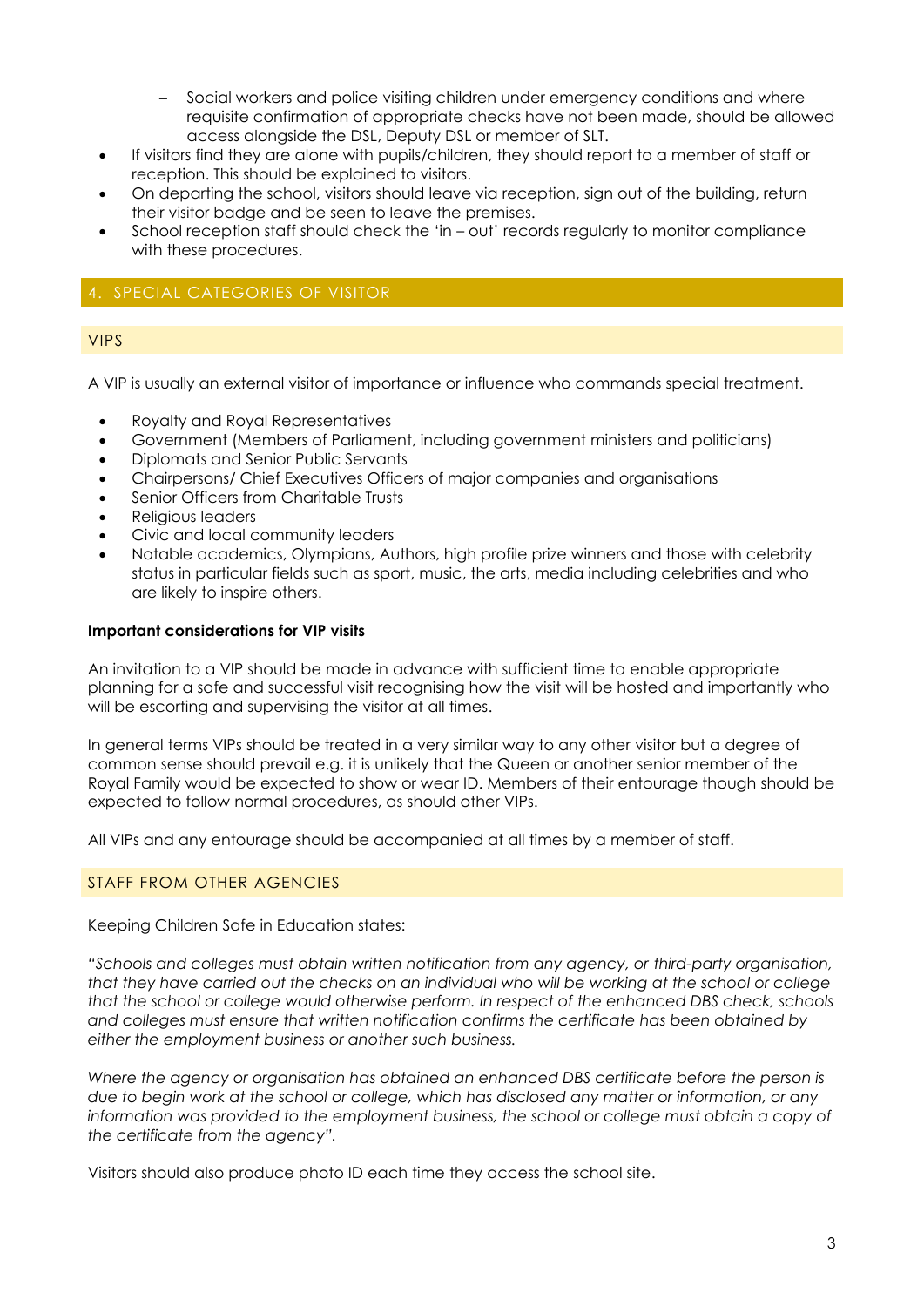- Social workers and police visiting children under emergency conditions and where requisite confirmation of appropriate checks have not been made, should be allowed access alongside the DSL, Deputy DSL or member of SLT.
- If visitors find they are alone with pupils/children, they should report to a member of staff or reception. This should be explained to visitors.
- On departing the school, visitors should leave via reception, sign out of the building, return their visitor badge and be seen to leave the premises.
- School reception staff should check the 'in – out' records regularly to monitor compliance with these procedures.

## 4. SPECIAL CATEGORIES OF VISITOR

### VIPS

A VIP is usually an external visitor of importance or influence who commands special treatment.

- Royalty and Royal Representatives
- Government (Members of Parliament, including government ministers and politicians)
- Diplomats and Senior Public Servants
- Chairpersons/ Chief Executives Officers of major companies and organisations
- Senior Officers from Charitable Trusts
- Religious leaders
- Civic and local community leaders
- Notable academics, Olympians, Authors, high profile prize winners and those with celebrity status in particular fields such as sport, music, the arts, media including celebrities and who are likely to inspire others.

**Important considerations for VIP visits**

An invitation to a VIP should be made in advance with sufficient time to enable appropriate planning for a safe and successful visit recognising how the visit will be hosted and importantly who will be escorting and supervising the visitor at all times.

In general terms VIPs should be treated in a very similar way to any other visitor but a degree of common sense should prevail e.g. it is unlikely that the Queen or another senior member of the Royal Family would be expected to show or wear ID. Members of their entourage though should be expected to follow normal procedures, as should other VIPs.

All VIPs and any entourage should be accompanied at all times by a member of staff.

### STAFF FROM OTHER AGENCIES

Keeping Children Safe in Education states:

*"Schools and colleges must obtain written notification from any agency, or third-party organisation, that they have carried out the checks on an individual who will be working at the school or college that the school or college would otherwise perform. In respect of the enhanced DBS check, schools and colleges must ensure that written notification confirms the certificate has been obtained by either the employment business or another such business.*

*Where the agency or organisation has obtained an enhanced DBS certificate before the person is due to begin work at the school or college, which has disclosed any matter or information, or any information was provided to the employment business, the school or college must obtain a copy of the certificate from the agency".*

Visitors should also produce photo ID each time they access the school site.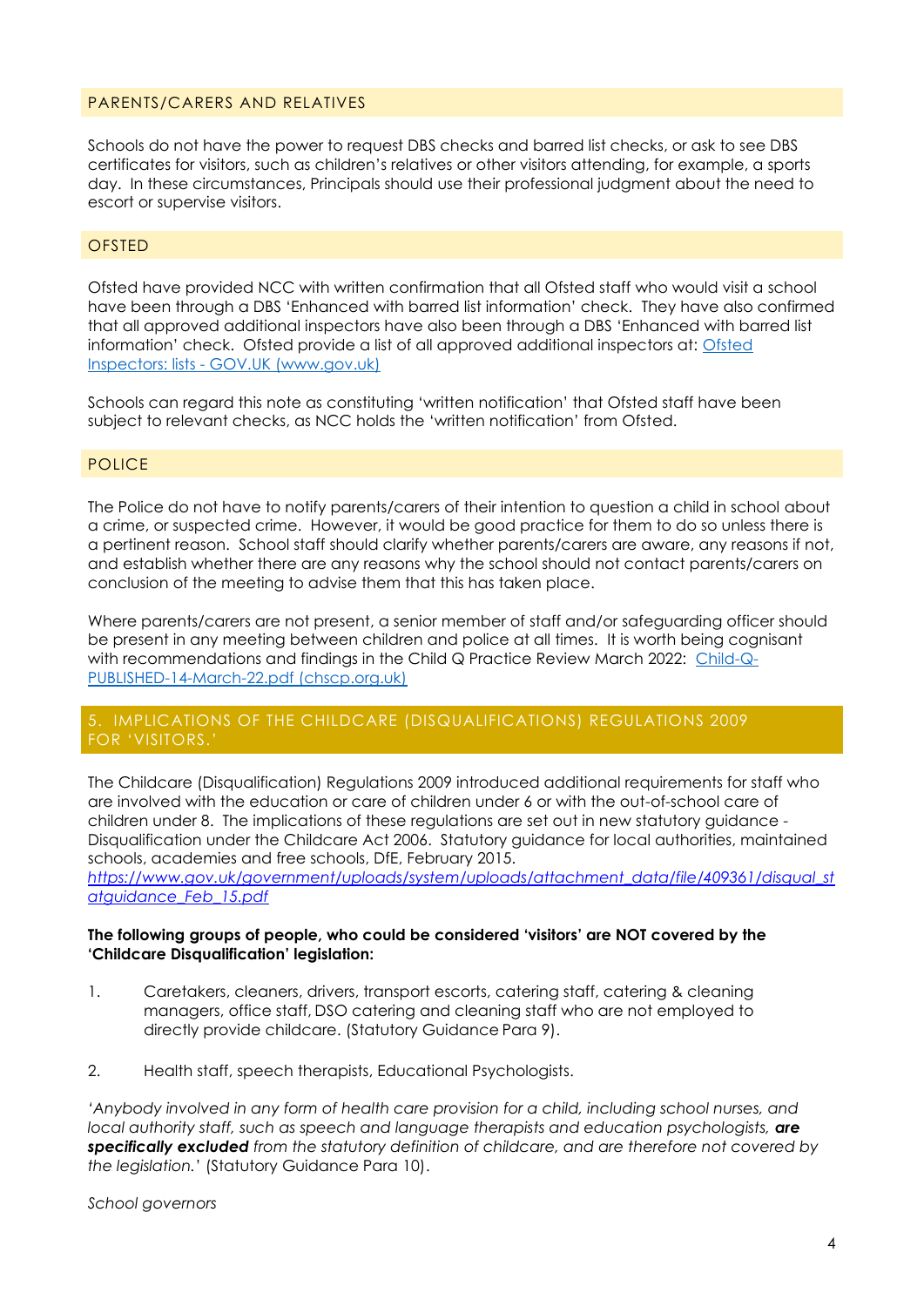## PARENTS/CARERS AND RELATIVES

Schools do not have the power to request DBS checks and barred list checks, or ask to see DBS certificates for visitors, such as children's relatives or other visitors attending, for example, a sports day. In these circumstances, Principals should use their professional judgment about the need to escort or supervise visitors.

## OFSTED

Ofsted have provided NCC with written confirmation that all Ofsted staff who would visit a school have been through a DBS 'Enhanced with barred list information' check. They have also confirmed that all approved additional inspectors have also been through a DBS 'Enhanced with barred list information' check. Ofsted provide a list of all approved additional inspectors at: [Ofsted Inspectors: lists - GOV.UK (www.gov.uk)]

Schools can regard this note as constituting 'written notification' that Ofsted staff have been subject to relevant checks, as NCC holds the 'written notification' from Ofsted.

## POLICE

The Police do not have to notify parents/carers of their intention to question a child in school about a crime, or suspected crime. However, it would be good practice for them to do so unless there is a pertinent reason. School staff should clarify whether parents/carers are aware, any reasons if not, and establish whether there are any reasons why the school should not contact parents/carers on conclusion of the meeting to advise them that this has taken place.

Where parents/carers are not present, a senior member of staff and/or safeguarding officer should be present in any meeting between children and police at all times. It is worth being cognisant with recommendations and findings in the Child Q Practice Review March 2022: [Child-Q-PUBLISHED-14-March-22.pdf (chscp.org.uk)]

## 5. IMPLICATIONS OF THE CHILDCARE (DISQUALIFICATIONS) REGULATIONS 2009 FOR 'VISITORS.'

The Childcare (Disqualification) Regulations 2009 introduced additional requirements for staff who are involved with the education or care of children under 6 or with the out-of-school care of children under 8. The implications of these regulations are set out in new statutory guidance - Disqualification under the Childcare Act 2006. Statutory guidance for local authorities, maintained schools, academies and free schools, DfE, February 2015.
*https://www.gov.uk/government/uploads/system/uploads/attachment_data/file/409361/disqual_statguidance_Feb_15.pdf*

**The following groups of people, who could be considered 'visitors' are NOT covered by the 'Childcare Disqualification' legislation:**

1. Caretakers, cleaners, drivers, transport escorts, catering staff, catering & cleaning managers, office staff, DSO catering and cleaning staff who are not employed to directly provide childcare. (Statutory Guidance Para 9).

2. Health staff, speech therapists, Educational Psychologists.

*'Anybody involved in any form of health care provision for a child, including school nurses, and local authority staff, such as speech and language therapists and education psychologists,* ***are specifically excluded*** *from the statutory definition of childcare, and are therefore not covered by the legislation.'* (Statutory Guidance Para 10).

*School governors*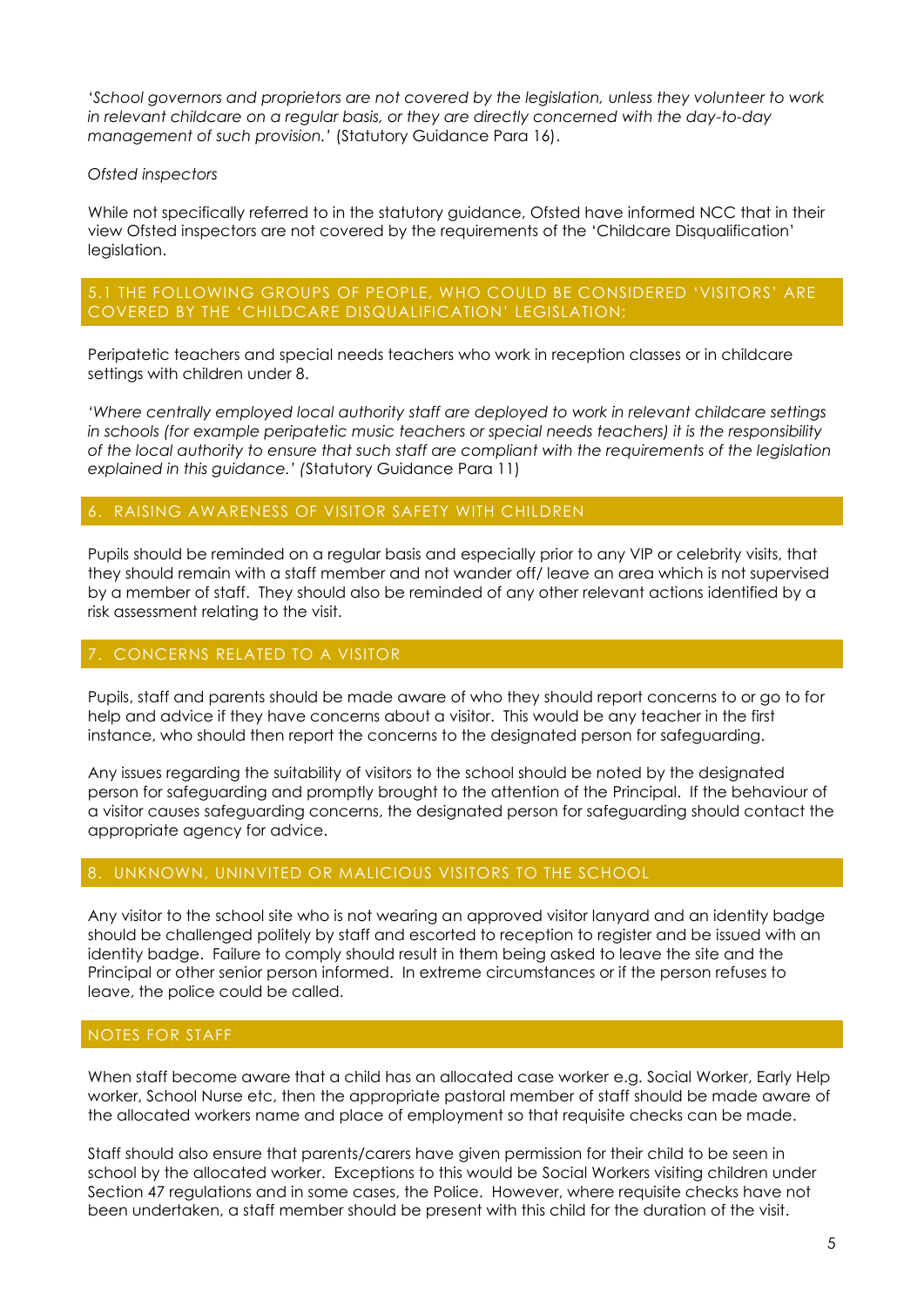*'School governors and proprietors are not covered by the legislation, unless they volunteer to work in relevant childcare on a regular basis, or they are directly concerned with the day-to-day management of such provision.'* (Statutory Guidance Para 16).

*Ofsted inspectors*

While not specifically referred to in the statutory guidance, Ofsted have informed NCC that in their view Ofsted inspectors are not covered by the requirements of the 'Childcare Disqualification' legislation.

## 5.1 THE FOLLOWING GROUPS OF PEOPLE, WHO COULD BE CONSIDERED 'VISITORS' ARE COVERED BY THE 'CHILDCARE DISQUALIFICATION' LEGISLATION:

Peripatetic teachers and special needs teachers who work in reception classes or in childcare settings with children under 8.

*'Where centrally employed local authority staff are deployed to work in relevant childcare settings in schools (for example peripatetic music teachers or special needs teachers) it is the responsibility of the local authority to ensure that such staff are compliant with the requirements of the legislation explained in this guidance.'* (Statutory Guidance Para 11)

## 6. RAISING AWARENESS OF VISITOR SAFETY WITH CHILDREN

Pupils should be reminded on a regular basis and especially prior to any VIP or celebrity visits, that they should remain with a staff member and not wander off/ leave an area which is not supervised by a member of staff. They should also be reminded of any other relevant actions identified by a risk assessment relating to the visit.

## 7. CONCERNS RELATED TO A VISITOR

Pupils, staff and parents should be made aware of who they should report concerns to or go to for help and advice if they have concerns about a visitor. This would be any teacher in the first instance, who should then report the concerns to the designated person for safeguarding.

Any issues regarding the suitability of visitors to the school should be noted by the designated person for safeguarding and promptly brought to the attention of the Principal. If the behaviour of a visitor causes safeguarding concerns, the designated person for safeguarding should contact the appropriate agency for advice.

## 8. UNKNOWN, UNINVITED OR MALICIOUS VISITORS TO THE SCHOOL

Any visitor to the school site who is not wearing an approved visitor lanyard and an identity badge should be challenged politely by staff and escorted to reception to register and be issued with an identity badge. Failure to comply should result in them being asked to leave the site and the Principal or other senior person informed. In extreme circumstances or if the person refuses to leave, the police could be called.

## NOTES FOR STAFF

When staff become aware that a child has an allocated case worker e.g. Social Worker, Early Help worker, School Nurse etc, then the appropriate pastoral member of staff should be made aware of the allocated workers name and place of employment so that requisite checks can be made.

Staff should also ensure that parents/carers have given permission for their child to be seen in school by the allocated worker. Exceptions to this would be Social Workers visiting children under Section 47 regulations and in some cases, the Police. However, where requisite checks have not been undertaken, a staff member should be present with this child for the duration of the visit.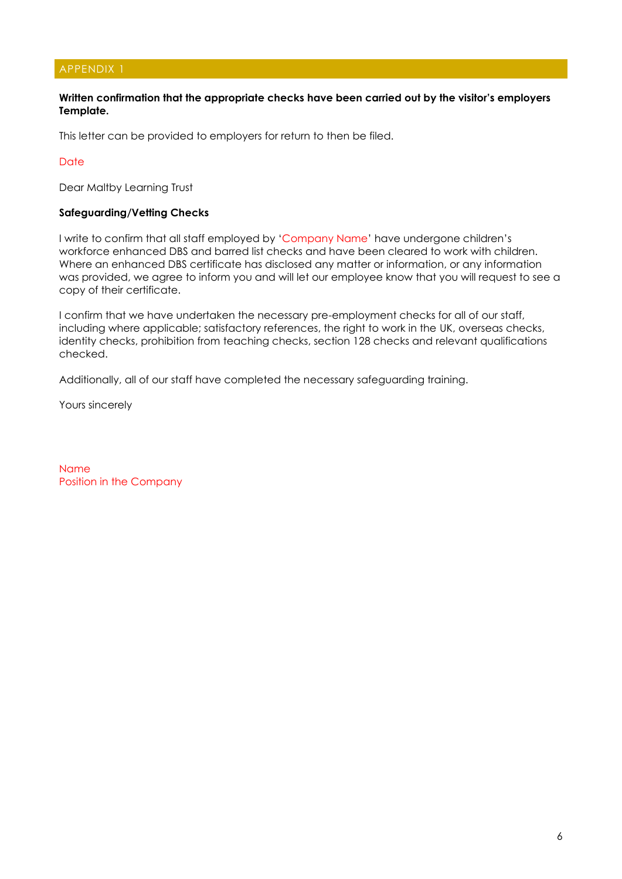## APPENDIX 1

**Written confirmation that the appropriate checks have been carried out by the visitor's employers Template.**

This letter can be provided to employers for return to then be filed.

Date

Dear Maltby Learning Trust

**Safeguarding/Vetting Checks**

I write to confirm that all staff employed by 'Company Name' have undergone children's workforce enhanced DBS and barred list checks and have been cleared to work with children. Where an enhanced DBS certificate has disclosed any matter or information, or any information was provided, we agree to inform you and will let our employee know that you will request to see a copy of their certificate.

I confirm that we have undertaken the necessary pre-employment checks for all of our staff, including where applicable; satisfactory references, the right to work in the UK, overseas checks, identity checks, prohibition from teaching checks, section 128 checks and relevant qualifications checked.

Additionally, all of our staff have completed the necessary safeguarding training.

Yours sincerely

Name
Position in the Company